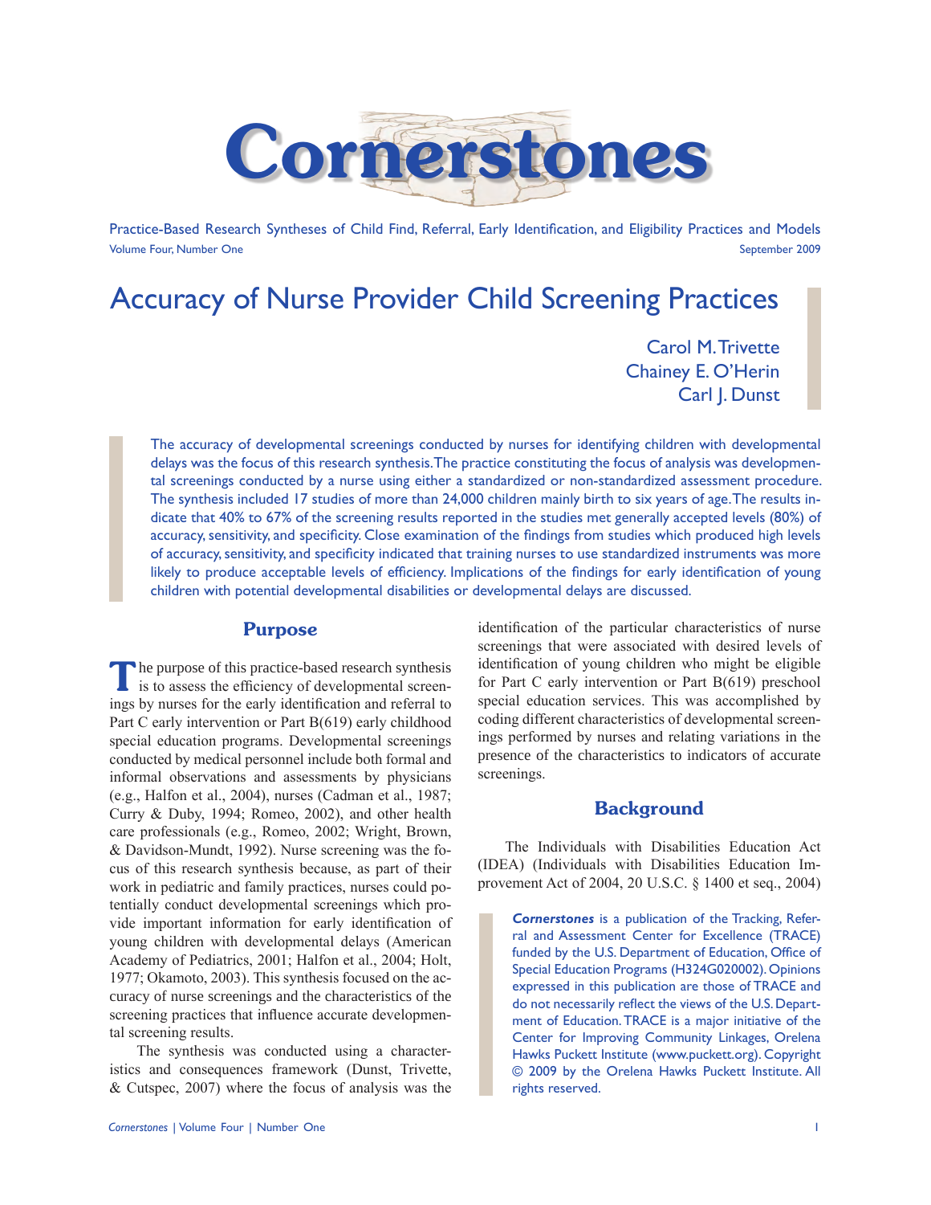# Cornerstones

Practice-Based Research Syntheses of Child Find, Referral, Early Identification, and Eligibility Practices and Models

Volume Four, Number One — September 2009

## Accuracy of Nurse Provider Child Screening Practices

Carol M. Trivette
Chainey E. O'Herin
Carl J. Dunst

The accuracy of developmental screenings conducted by nurses for identifying children with developmental delays was the focus of this research synthesis. The practice constituting the focus of analysis was developmental screenings conducted by a nurse using either a standardized or non-standardized assessment procedure. The synthesis included 17 studies of more than 24,000 children mainly birth to six years of age. The results indicate that 40% to 67% of the screening results reported in the studies met generally accepted levels (80%) of accuracy, sensitivity, and specificity. Close examination of the findings from studies which produced high levels of accuracy, sensitivity, and specificity indicated that training nurses to use standardized instruments was more likely to produce acceptable levels of efficiency. Implications of the findings for early identification of young children with potential developmental disabilities or developmental delays are discussed.

### Purpose

The purpose of this practice-based research synthesis is to assess the efficiency of developmental screenings by nurses for the early identification and referral to Part C early intervention or Part B(619) early childhood special education programs. Developmental screenings conducted by medical personnel include both formal and informal observations and assessments by physicians (e.g., Halfon et al., 2004), nurses (Cadman et al., 1987; Curry & Duby, 1994; Romeo, 2002), and other health care professionals (e.g., Romeo, 2002; Wright, Brown, & Davidson-Mundt, 1992). Nurse screening was the focus of this research synthesis because, as part of their work in pediatric and family practices, nurses could potentially conduct developmental screenings which provide important information for early identification of young children with developmental delays (American Academy of Pediatrics, 2001; Halfon et al., 2004; Holt, 1977; Okamoto, 2003). This synthesis focused on the accuracy of nurse screenings and the characteristics of the screening practices that influence accurate developmental screening results.

The synthesis was conducted using a characteristics and consequences framework (Dunst, Trivette, & Cutspec, 2007) where the focus of analysis was the identification of the particular characteristics of nurse screenings that were associated with desired levels of identification of young children who might be eligible for Part C early intervention or Part B(619) preschool special education services. This was accomplished by coding different characteristics of developmental screenings performed by nurses and relating variations in the presence of the characteristics to indicators of accurate screenings.

### Background

The Individuals with Disabilities Education Act (IDEA) (Individuals with Disabilities Education Improvement Act of 2004, 20 U.S.C. § 1400 et seq., 2004)

***Cornerstones*** is a publication of the Tracking, Referral and Assessment Center for Excellence (TRACE) funded by the U.S. Department of Education, Office of Special Education Programs (H324G020002). Opinions expressed in this publication are those of TRACE and do not necessarily reflect the views of the U.S. Department of Education. TRACE is a major initiative of the Center for Improving Community Linkages, Orelena Hawks Puckett Institute (www.puckett.org). Copyright © 2009 by the Orelena Hawks Puckett Institute. All rights reserved.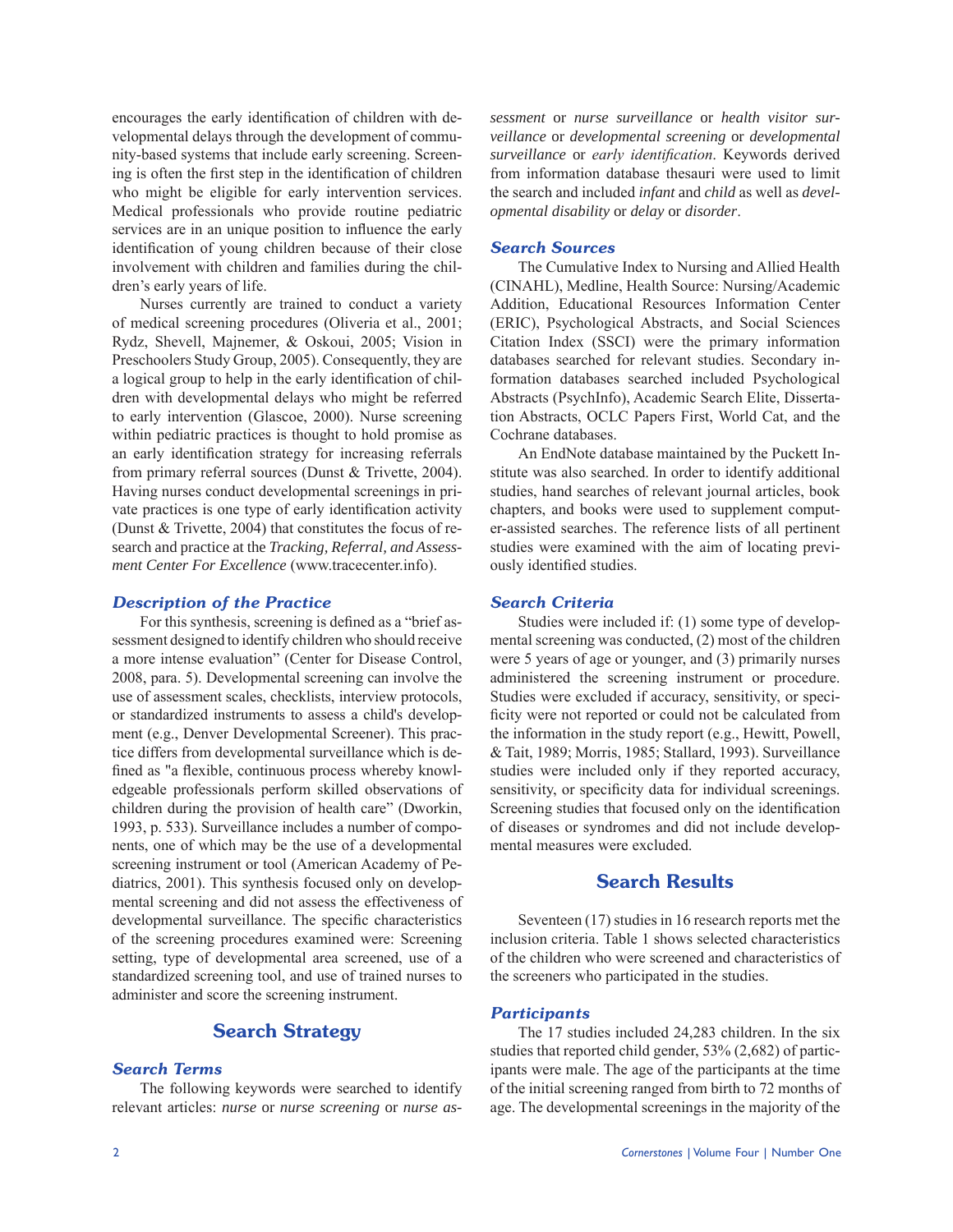encourages the early identification of children with developmental delays through the development of community-based systems that include early screening. Screening is often the first step in the identification of children who might be eligible for early intervention services. Medical professionals who provide routine pediatric services are in an unique position to influence the early identification of young children because of their close involvement with children and families during the children's early years of life.

Nurses currently are trained to conduct a variety of medical screening procedures (Oliveria et al., 2001; Rydz, Shevell, Majnemer, & Oskoui, 2005; Vision in Preschoolers Study Group, 2005). Consequently, they are a logical group to help in the early identification of children with developmental delays who might be referred to early intervention (Glascoe, 2000). Nurse screening within pediatric practices is thought to hold promise as an early identification strategy for increasing referrals from primary referral sources (Dunst & Trivette, 2004). Having nurses conduct developmental screenings in private practices is one type of early identification activity (Dunst & Trivette, 2004) that constitutes the focus of research and practice at the *Tracking, Referral, and Assessment Center For Excellence* (www.tracecenter.info).

### *Description of the Practice*

For this synthesis, screening is defined as a "brief assessment designed to identify children who should receive a more intense evaluation" (Center for Disease Control, 2008, para. 5). Developmental screening can involve the use of assessment scales, checklists, interview protocols, or standardized instruments to assess a child's development (e.g., Denver Developmental Screener). This practice differs from developmental surveillance which is defined as "a flexible, continuous process whereby knowledgeable professionals perform skilled observations of children during the provision of health care" (Dworkin, 1993, p. 533). Surveillance includes a number of components, one of which may be the use of a developmental screening instrument or tool (American Academy of Pediatrics, 2001). This synthesis focused only on developmental screening and did not assess the effectiveness of developmental surveillance. The specific characteristics of the screening procedures examined were: Screening setting, type of developmental area screened, use of a standardized screening tool, and use of trained nurses to administer and score the screening instrument.

## Search Strategy

### *Search Terms*

The following keywords were searched to identify relevant articles: *nurse* or *nurse screening* or *nurse assessment* or *nurse surveillance* or *health visitor surveillance* or *developmental screening* or *developmental surveillance* or *early identification*. Keywords derived from information database thesauri were used to limit the search and included *infant* and *child* as well as *developmental disability* or *delay* or *disorder*.

### *Search Sources*

The Cumulative Index to Nursing and Allied Health (CINAHL), Medline, Health Source: Nursing/Academic Addition, Educational Resources Information Center (ERIC), Psychological Abstracts, and Social Sciences Citation Index (SSCI) were the primary information databases searched for relevant studies. Secondary information databases searched included Psychological Abstracts (PsychInfo), Academic Search Elite, Dissertation Abstracts, OCLC Papers First, World Cat, and the Cochrane databases.

An EndNote database maintained by the Puckett Institute was also searched. In order to identify additional studies, hand searches of relevant journal articles, book chapters, and books were used to supplement computer-assisted searches. The reference lists of all pertinent studies were examined with the aim of locating previously identified studies.

### *Search Criteria*

Studies were included if: (1) some type of developmental screening was conducted, (2) most of the children were 5 years of age or younger, and (3) primarily nurses administered the screening instrument or procedure. Studies were excluded if accuracy, sensitivity, or specificity were not reported or could not be calculated from the information in the study report (e.g., Hewitt, Powell, & Tait, 1989; Morris, 1985; Stallard, 1993). Surveillance studies were included only if they reported accuracy, sensitivity, or specificity data for individual screenings. Screening studies that focused only on the identification of diseases or syndromes and did not include developmental measures were excluded.

## Search Results

Seventeen (17) studies in 16 research reports met the inclusion criteria. Table 1 shows selected characteristics of the children who were screened and characteristics of the screeners who participated in the studies.

### *Participants*

The 17 studies included 24,283 children. In the six studies that reported child gender, 53% (2,682) of participants were male. The age of the participants at the time of the initial screening ranged from birth to 72 months of age. The developmental screenings in the majority of the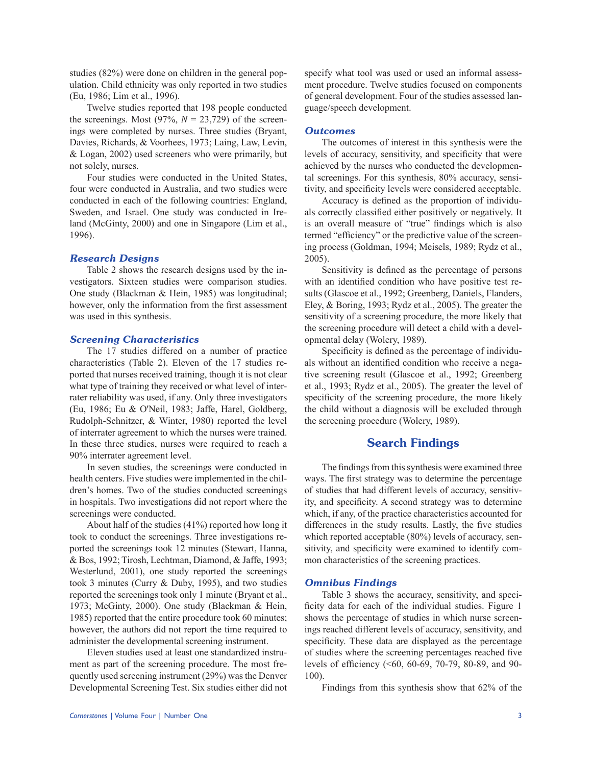studies (82%) were done on children in the general population. Child ethnicity was only reported in two studies (Eu, 1986; Lim et al., 1996).

Twelve studies reported that 198 people conducted the screenings. Most (97%, $N$ = 23,729) of the screenings were completed by nurses. Three studies (Bryant, Davies, Richards, & Voorhees, 1973; Laing, Law, Levin, & Logan, 2002) used screeners who were primarily, but not solely, nurses.

Four studies were conducted in the United States, four were conducted in Australia, and two studies were conducted in each of the following countries: England, Sweden, and Israel. One study was conducted in Ireland (McGinty, 2000) and one in Singapore (Lim et al., 1996).

### *Research Designs*

Table 2 shows the research designs used by the investigators. Sixteen studies were comparison studies. One study (Blackman & Hein, 1985) was longitudinal; however, only the information from the first assessment was used in this synthesis.

### *Screening Characteristics*

The 17 studies differed on a number of practice characteristics (Table 2). Eleven of the 17 studies reported that nurses received training, though it is not clear what type of training they received or what level of interrater reliability was used, if any. Only three investigators (Eu, 1986; Eu & O'Neil, 1983; Jaffe, Harel, Goldberg, Rudolph-Schnitzer, & Winter, 1980) reported the level of interrater agreement to which the nurses were trained. In these three studies, nurses were required to reach a 90% interrater agreement level.

In seven studies, the screenings were conducted in health centers. Five studies were implemented in the children's homes. Two of the studies conducted screenings in hospitals. Two investigations did not report where the screenings were conducted.

About half of the studies (41%) reported how long it took to conduct the screenings. Three investigations reported the screenings took 12 minutes (Stewart, Hanna, & Bos, 1992; Tirosh, Lechtman, Diamond, & Jaffe, 1993; Westerlund, 2001), one study reported the screenings took 3 minutes (Curry & Duby, 1995), and two studies reported the screenings took only 1 minute (Bryant et al., 1973; McGinty, 2000). One study (Blackman & Hein, 1985) reported that the entire procedure took 60 minutes; however, the authors did not report the time required to administer the developmental screening instrument.

Eleven studies used at least one standardized instrument as part of the screening procedure. The most frequently used screening instrument (29%) was the Denver Developmental Screening Test. Six studies either did not specify what tool was used or used an informal assessment procedure. Twelve studies focused on components of general development. Four of the studies assessed language/speech development.

### *Outcomes*

The outcomes of interest in this synthesis were the levels of accuracy, sensitivity, and specificity that were achieved by the nurses who conducted the developmental screenings. For this synthesis, 80% accuracy, sensitivity, and specificity levels were considered acceptable.

Accuracy is defined as the proportion of individuals correctly classified either positively or negatively. It is an overall measure of "true" findings which is also termed "efficiency" or the predictive value of the screening process (Goldman, 1994; Meisels, 1989; Rydz et al., 2005).

Sensitivity is defined as the percentage of persons with an identified condition who have positive test results (Glascoe et al., 1992; Greenberg, Daniels, Flanders, Eley, & Boring, 1993; Rydz et al., 2005). The greater the sensitivity of a screening procedure, the more likely that the screening procedure will detect a child with a developmental delay (Wolery, 1989).

Specificity is defined as the percentage of individuals without an identified condition who receive a negative screening result (Glascoe et al., 1992; Greenberg et al., 1993; Rydz et al., 2005). The greater the level of specificity of the screening procedure, the more likely the child without a diagnosis will be excluded through the screening procedure (Wolery, 1989).

## Search Findings

The findings from this synthesis were examined three ways. The first strategy was to determine the percentage of studies that had different levels of accuracy, sensitivity, and specificity. A second strategy was to determine which, if any, of the practice characteristics accounted for differences in the study results. Lastly, the five studies which reported acceptable (80%) levels of accuracy, sensitivity, and specificity were examined to identify common characteristics of the screening practices.

### *Omnibus Findings*

Table 3 shows the accuracy, sensitivity, and specificity data for each of the individual studies. Figure 1 shows the percentage of studies in which nurse screenings reached different levels of accuracy, sensitivity, and specificity. These data are displayed as the percentage of studies where the screening percentages reached five levels of efficiency (<60, 60-69, 70-79, 80-89, and 90-100).

Findings from this synthesis show that 62% of the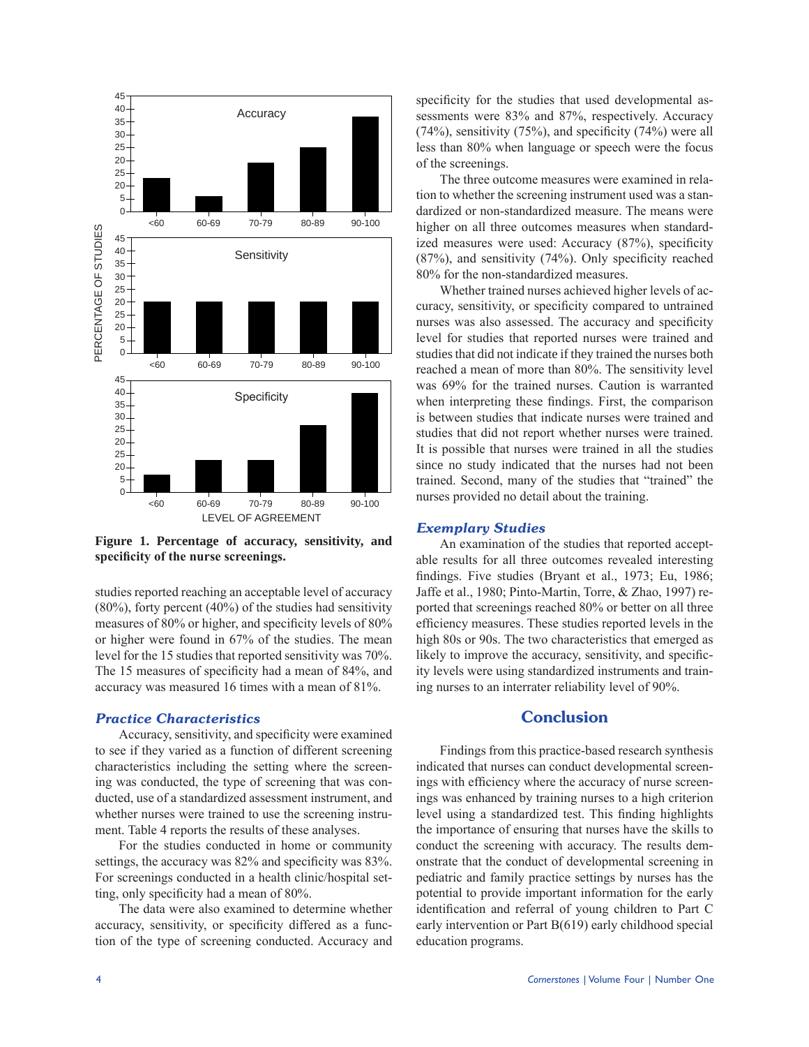**Figure 1. Percentage of accuracy, sensitivity, and specificity of the nurse screenings.**

studies reported reaching an acceptable level of accuracy (80%), forty percent (40%) of the studies had sensitivity measures of 80% or higher, and specificity levels of 80% or higher were found in 67% of the studies. The mean level for the 15 studies that reported sensitivity was 70%. The 15 measures of specificity had a mean of 84%, and accuracy was measured 16 times with a mean of 81%.

### *Practice Characteristics*

Accuracy, sensitivity, and specificity were examined to see if they varied as a function of different screening characteristics including the setting where the screening was conducted, the type of screening that was conducted, use of a standardized assessment instrument, and whether nurses were trained to use the screening instrument. Table 4 reports the results of these analyses.

For the studies conducted in home or community settings, the accuracy was 82% and specificity was 83%. For screenings conducted in a health clinic/hospital setting, only specificity had a mean of 80%.

The data were also examined to determine whether accuracy, sensitivity, or specificity differed as a function of the type of screening conducted. Accuracy and specificity for the studies that used developmental assessments were 83% and 87%, respectively. Accuracy (74%), sensitivity (75%), and specificity (74%) were all less than 80% when language or speech were the focus of the screenings.

The three outcome measures were examined in relation to whether the screening instrument used was a standardized or non-standardized measure. The means were higher on all three outcomes measures when standardized measures were used: Accuracy (87%), specificity (87%), and sensitivity (74%). Only specificity reached 80% for the non-standardized measures.

Whether trained nurses achieved higher levels of accuracy, sensitivity, or specificity compared to untrained nurses was also assessed. The accuracy and specificity level for studies that reported nurses were trained and studies that did not indicate if they trained the nurses both reached a mean of more than 80%. The sensitivity level was 69% for the trained nurses. Caution is warranted when interpreting these findings. First, the comparison is between studies that indicate nurses were trained and studies that did not report whether nurses were trained. It is possible that nurses were trained in all the studies since no study indicated that the nurses had not been trained. Second, many of the studies that "trained" the nurses provided no detail about the training.

### *Exemplary Studies*

An examination of the studies that reported acceptable results for all three outcomes revealed interesting findings. Five studies (Bryant et al., 1973; Eu, 1986; Jaffe et al., 1980; Pinto-Martin, Torre, & Zhao, 1997) reported that screenings reached 80% or better on all three efficiency measures. These studies reported levels in the high 80s or 90s. The two characteristics that emerged as likely to improve the accuracy, sensitivity, and specificity levels were using standardized instruments and training nurses to an interrater reliability level of 90%.

## Conclusion

Findings from this practice-based research synthesis indicated that nurses can conduct developmental screenings with efficiency where the accuracy of nurse screenings was enhanced by training nurses to a high criterion level using a standardized test. This finding highlights the importance of ensuring that nurses have the skills to conduct the screening with accuracy. The results demonstrate that the conduct of developmental screening in pediatric and family practice settings by nurses has the potential to provide important information for the early identification and referral of young children to Part C early intervention or Part B(619) early childhood special education programs.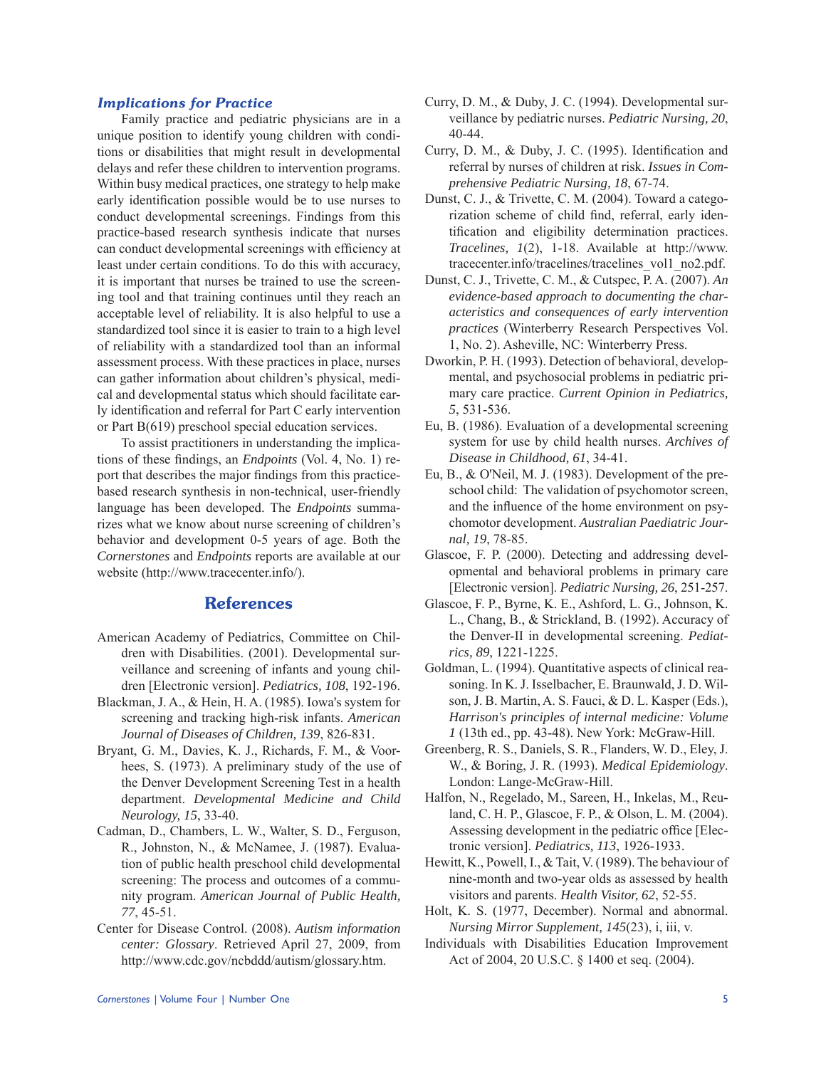### *Implications for Practice*

Family practice and pediatric physicians are in a unique position to identify young children with conditions or disabilities that might result in developmental delays and refer these children to intervention programs. Within busy medical practices, one strategy to help make early identification possible would be to use nurses to conduct developmental screenings. Findings from this practice-based research synthesis indicate that nurses can conduct developmental screenings with efficiency at least under certain conditions. To do this with accuracy, it is important that nurses be trained to use the screening tool and that training continues until they reach an acceptable level of reliability. It is also helpful to use a standardized tool since it is easier to train to a high level of reliability with a standardized tool than an informal assessment process. With these practices in place, nurses can gather information about children's physical, medical and developmental status which should facilitate early identification and referral for Part C early intervention or Part B(619) preschool special education services.

To assist practitioners in understanding the implications of these findings, an *Endpoints* (Vol. 4, No. 1) report that describes the major findings from this practice-based research synthesis in non-technical, user-friendly language has been developed. The *Endpoints* summarizes what we know about nurse screening of children's behavior and development 0-5 years of age. Both the *Cornerstones* and *Endpoints* reports are available at our website (http://www.tracecenter.info/).

## References

American Academy of Pediatrics, Committee on Children with Disabilities. (2001). Developmental surveillance and screening of infants and young children [Electronic version]. *Pediatrics, 108*, 192-196.

Blackman, J. A., & Hein, H. A. (1985). Iowa's system for screening and tracking high-risk infants. *American Journal of Diseases of Children, 139*, 826-831.

Bryant, G. M., Davies, K. J., Richards, F. M., & Voorhees, S. (1973). A preliminary study of the use of the Denver Development Screening Test in a health department. *Developmental Medicine and Child Neurology, 15*, 33-40.

Cadman, D., Chambers, L. W., Walter, S. D., Ferguson, R., Johnston, N., & McNamee, J. (1987). Evaluation of public health preschool child developmental screening: The process and outcomes of a community program. *American Journal of Public Health, 77*, 45-51.

Center for Disease Control. (2008). *Autism information center: Glossary*. Retrieved April 27, 2009, from http://www.cdc.gov/ncbddd/autism/glossary.htm.

Curry, D. M., & Duby, J. C. (1994). Developmental surveillance by pediatric nurses. *Pediatric Nursing, 20*, 40-44.

Curry, D. M., & Duby, J. C. (1995). Identification and referral by nurses of children at risk. *Issues in Comprehensive Pediatric Nursing, 18*, 67-74.

Dunst, C. J., & Trivette, C. M. (2004). Toward a categorization scheme of child find, referral, early identification and eligibility determination practices. *Tracelines, 1*(2), 1-18. Available at http://www.tracecenter.info/tracelines/tracelines_vol1_no2.pdf.

Dunst, C. J., Trivette, C. M., & Cutspec, P. A. (2007). *An evidence-based approach to documenting the characteristics and consequences of early intervention practices* (Winterberry Research Perspectives Vol. 1, No. 2). Asheville, NC: Winterberry Press.

Dworkin, P. H. (1993). Detection of behavioral, developmental, and psychosocial problems in pediatric primary care practice. *Current Opinion in Pediatrics, 5*, 531-536.

Eu, B. (1986). Evaluation of a developmental screening system for use by child health nurses. *Archives of Disease in Childhood, 61*, 34-41.

Eu, B., & O'Neil, M. J. (1983). Development of the preschool child: The validation of psychomotor screen, and the influence of the home environment on psychomotor development. *Australian Paediatric Journal, 19*, 78-85.

Glascoe, F. P. (2000). Detecting and addressing developmental and behavioral problems in primary care [Electronic version]. *Pediatric Nursing, 26*, 251-257.

Glascoe, F. P., Byrne, K. E., Ashford, L. G., Johnson, K. L., Chang, B., & Strickland, B. (1992). Accuracy of the Denver-II in developmental screening. *Pediatrics, 89*, 1221-1225.

Goldman, L. (1994). Quantitative aspects of clinical reasoning. In K. J. Isselbacher, E. Braunwald, J. D. Wilson, J. B. Martin, A. S. Fauci, & D. L. Kasper (Eds.), *Harrison's principles of internal medicine: Volume 1* (13th ed., pp. 43-48). New York: McGraw-Hill.

Greenberg, R. S., Daniels, S. R., Flanders, W. D., Eley, J. W., & Boring, J. R. (1993). *Medical Epidemiology*. London: Lange-McGraw-Hill.

Halfon, N., Regelado, M., Sareen, H., Inkelas, M., Reuland, C. H. P., Glascoe, F. P., & Olson, L. M. (2004). Assessing development in the pediatric office [Electronic version]. *Pediatrics, 113*, 1926-1933.

Hewitt, K., Powell, I., & Tait, V. (1989). The behaviour of nine-month and two-year olds as assessed by health visitors and parents. *Health Visitor, 62*, 52-55.

Holt, K. S. (1977, December). Normal and abnormal. *Nursing Mirror Supplement, 145*(23), i, iii, v.

Individuals with Disabilities Education Improvement Act of 2004, 20 U.S.C. § 1400 et seq. (2004).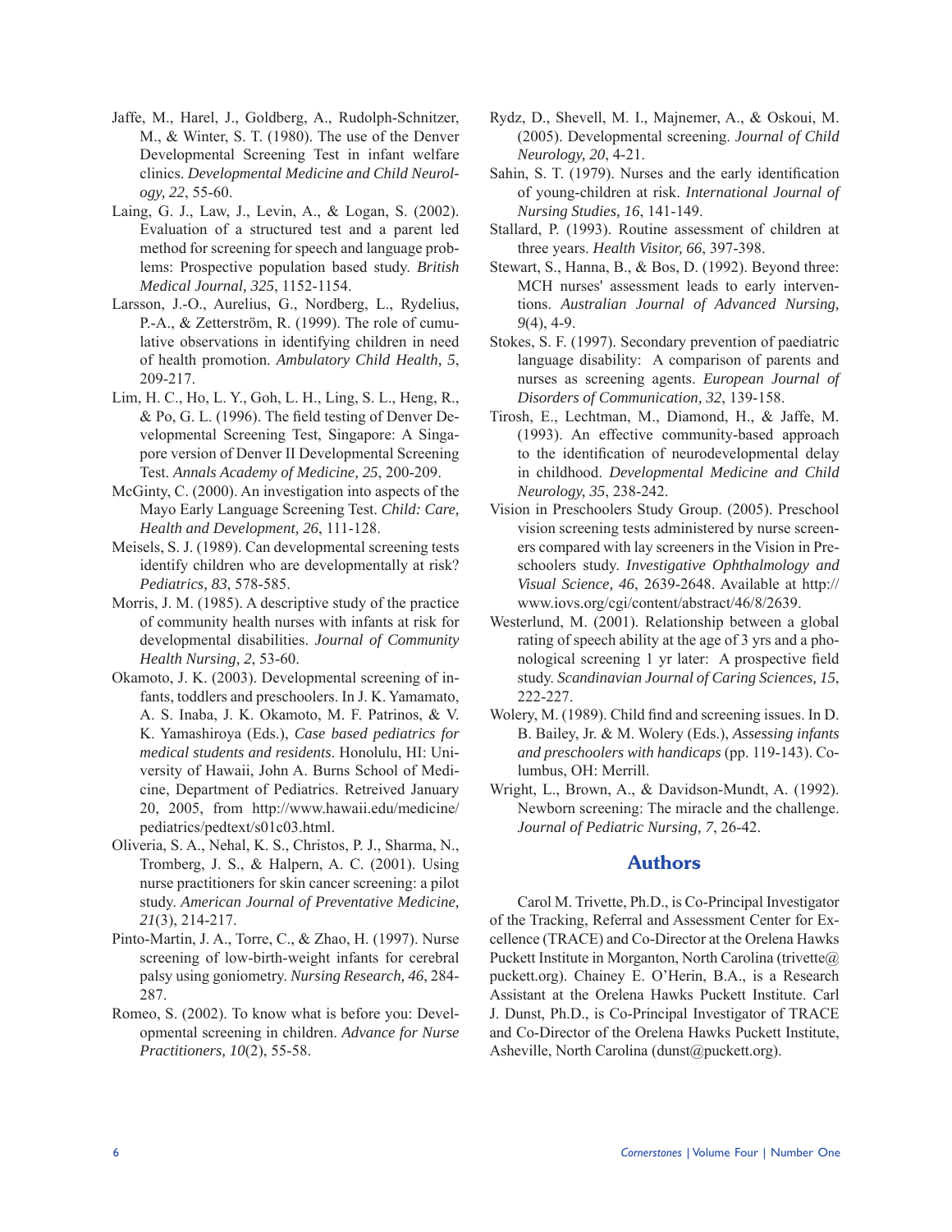Jaffe, M., Harel, J., Goldberg, A., Rudolph-Schnitzer, M., & Winter, S. T. (1980). The use of the Denver Developmental Screening Test in infant welfare clinics. *Developmental Medicine and Child Neurology, 22*, 55-60.

Laing, G. J., Law, J., Levin, A., & Logan, S. (2002). Evaluation of a structured test and a parent led method for screening for speech and language problems: Prospective population based study. *British Medical Journal, 325*, 1152-1154.

Larsson, J.-O., Aurelius, G., Nordberg, L., Rydelius, P.-A., & Zetterström, R. (1999). The role of cumulative observations in identifying children in need of health promotion. *Ambulatory Child Health, 5*, 209-217.

Lim, H. C., Ho, L. Y., Goh, L. H., Ling, S. L., Heng, R., & Po, G. L. (1996). The field testing of Denver Developmental Screening Test, Singapore: A Singapore version of Denver II Developmental Screening Test. *Annals Academy of Medicine, 25*, 200-209.

McGinty, C. (2000). An investigation into aspects of the Mayo Early Language Screening Test. *Child: Care, Health and Development, 26*, 111-128.

Meisels, S. J. (1989). Can developmental screening tests identify children who are developmentally at risk? *Pediatrics, 83*, 578-585.

Morris, J. M. (1985). A descriptive study of the practice of community health nurses with infants at risk for developmental disabilities. *Journal of Community Health Nursing, 2*, 53-60.

Okamoto, J. K. (2003). Developmental screening of infants, toddlers and preschoolers. In J. K. Yamamato, A. S. Inaba, J. K. Okamoto, M. F. Patrinos, & V. K. Yamashiroya (Eds.), *Case based pediatrics for medical students and residents*. Honolulu, HI: University of Hawaii, John A. Burns School of Medicine, Department of Pediatrics. Retreived January 20, 2005, from http://www.hawaii.edu/medicine/pediatrics/pedtext/s01c03.html.

Oliveria, S. A., Nehal, K. S., Christos, P. J., Sharma, N., Tromberg, J. S., & Halpern, A. C. (2001). Using nurse practitioners for skin cancer screening: a pilot study. *American Journal of Preventative Medicine, 21*(3), 214-217.

Pinto-Martin, J. A., Torre, C., & Zhao, H. (1997). Nurse screening of low-birth-weight infants for cerebral palsy using goniometry. *Nursing Research, 46*, 284-287.

Romeo, S. (2002). To know what is before you: Developmental screening in children. *Advance for Nurse Practitioners, 10*(2), 55-58.

Rydz, D., Shevell, M. I., Majnemer, A., & Oskoui, M. (2005). Developmental screening. *Journal of Child Neurology, 20*, 4-21.

Sahin, S. T. (1979). Nurses and the early identification of young-children at risk. *International Journal of Nursing Studies, 16*, 141-149.

Stallard, P. (1993). Routine assessment of children at three years. *Health Visitor, 66*, 397-398.

Stewart, S., Hanna, B., & Bos, D. (1992). Beyond three: MCH nurses' assessment leads to early interventions. *Australian Journal of Advanced Nursing, 9*(4), 4-9.

Stokes, S. F. (1997). Secondary prevention of paediatric language disability: A comparison of parents and nurses as screening agents. *European Journal of Disorders of Communication, 32*, 139-158.

Tirosh, E., Lechtman, M., Diamond, H., & Jaffe, M. (1993). An effective community-based approach to the identification of neurodevelopmental delay in childhood. *Developmental Medicine and Child Neurology, 35*, 238-242.

Vision in Preschoolers Study Group. (2005). Preschool vision screening tests administered by nurse screeners compared with lay screeners in the Vision in Preschoolers study. *Investigative Ophthalmology and Visual Science, 46*, 2639-2648. Available at http://www.iovs.org/cgi/content/abstract/46/8/2639.

Westerlund, M. (2001). Relationship between a global rating of speech ability at the age of 3 yrs and a phonological screening 1 yr later: A prospective field study. *Scandinavian Journal of Caring Sciences, 15*, 222-227.

Wolery, M. (1989). Child find and screening issues. In D. B. Bailey, Jr. & M. Wolery (Eds.), *Assessing infants and preschoolers with handicaps* (pp. 119-143). Columbus, OH: Merrill.

Wright, L., Brown, A., & Davidson-Mundt, A. (1992). Newborn screening: The miracle and the challenge. *Journal of Pediatric Nursing, 7*, 26-42.

## Authors

Carol M. Trivette, Ph.D., is Co-Principal Investigator of the Tracking, Referral and Assessment Center for Excellence (TRACE) and Co-Director at the Orelena Hawks Puckett Institute in Morganton, North Carolina (trivette@puckett.org). Chainey E. O'Herin, B.A., is a Research Assistant at the Orelena Hawks Puckett Institute. Carl J. Dunst, Ph.D., is Co-Principal Investigator of TRACE and Co-Director of the Orelena Hawks Puckett Institute, Asheville, North Carolina (dunst@puckett.org).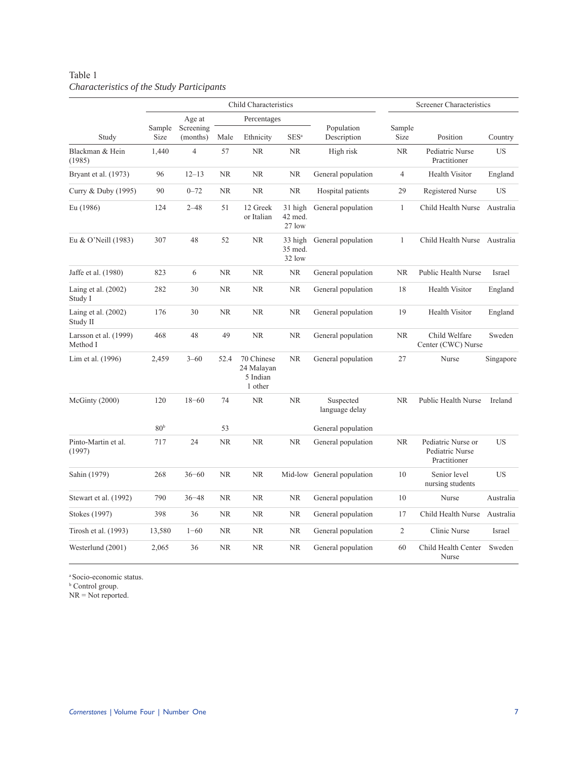Table 1
*Characteristics of the Study Participants*

| Study | Child Characteristics | | | | | | Screener Characteristics | | |
|---|---|---|---|---|---|---|---|---|---|
| | Sample Size | Age at Screening (months) | Percentages | | | Population Description | Sample Size | Position | Country |
| | | | Male | Ethnicity | SES[a] | | | | |
| Blackman & Hein (1985) | 1,440 | 4 | 57 | NR | NR | High risk | NR | Pediatric Nurse Practitioner | US |
| Bryant et al. (1973) | 96 | 12–13 | NR | NR | NR | General population | 4 | Health Visitor | England |
| Curry & Duby (1995) | 90 | 0–72 | NR | NR | NR | Hospital patients | 29 | Registered Nurse | US |
| Eu (1986) | 124 | 2–48 | 51 | 12 Greek or Italian | 31 high 42 med. 27 low | General population | 1 | Child Health Nurse | Australia |
| Eu & O'Neill (1983) | 307 | 48 | 52 | NR | 33 high 35 med. 32 low | General population | 1 | Child Health Nurse | Australia |
| Jaffe et al. (1980) | 823 | 6 | NR | NR | NR | General population | NR | Public Health Nurse | Israel |
| Laing et al. (2002) Study I | 282 | 30 | NR | NR | NR | General population | 18 | Health Visitor | England |
| Laing et al. (2002) Study II | 176 | 30 | NR | NR | NR | General population | 19 | Health Visitor | England |
| Larsson et al. (1999) Method I | 468 | 48 | 49 | NR | NR | General population | NR | Child Welfare Center (CWC) Nurse | Sweden |
| Lim et al. (1996) | 2,459 | 3–60 | 52.4 | 70 Chinese 24 Malayan 5 Indian 1 other | NR | General population | 27 | Nurse | Singapore |
| McGinty (2000) | 120 | 18–60 | 74 | NR | NR | Suspected language delay | NR | Public Health Nurse | Ireland |
| | 80[b] | | 53 | | | General population | | | |
| Pinto-Martin et al. (1997) | 717 | 24 | NR | NR | NR | General population | NR | Pediatric Nurse or Pediatric Nurse Practitioner | US |
| Sahin (1979) | 268 | 36–60 | NR | NR | Mid-low | General population | 10 | Senior level nursing students | US |
| Stewart et al. (1992) | 790 | 36–48 | NR | NR | NR | General population | 10 | Nurse | Australia |
| Stokes (1997) | 398 | 36 | NR | NR | NR | General population | 17 | Child Health Nurse | Australia |
| Tirosh et al. (1993) | 13,580 | 1–60 | NR | NR | NR | General population | 2 | Clinic Nurse | Israel |
| Westerlund (2001) | 2,065 | 36 | NR | NR | NR | General population | 60 | Child Health Center Nurse | Sweden |

[a] Socio-economic status.
[b] Control group.
NR = Not reported.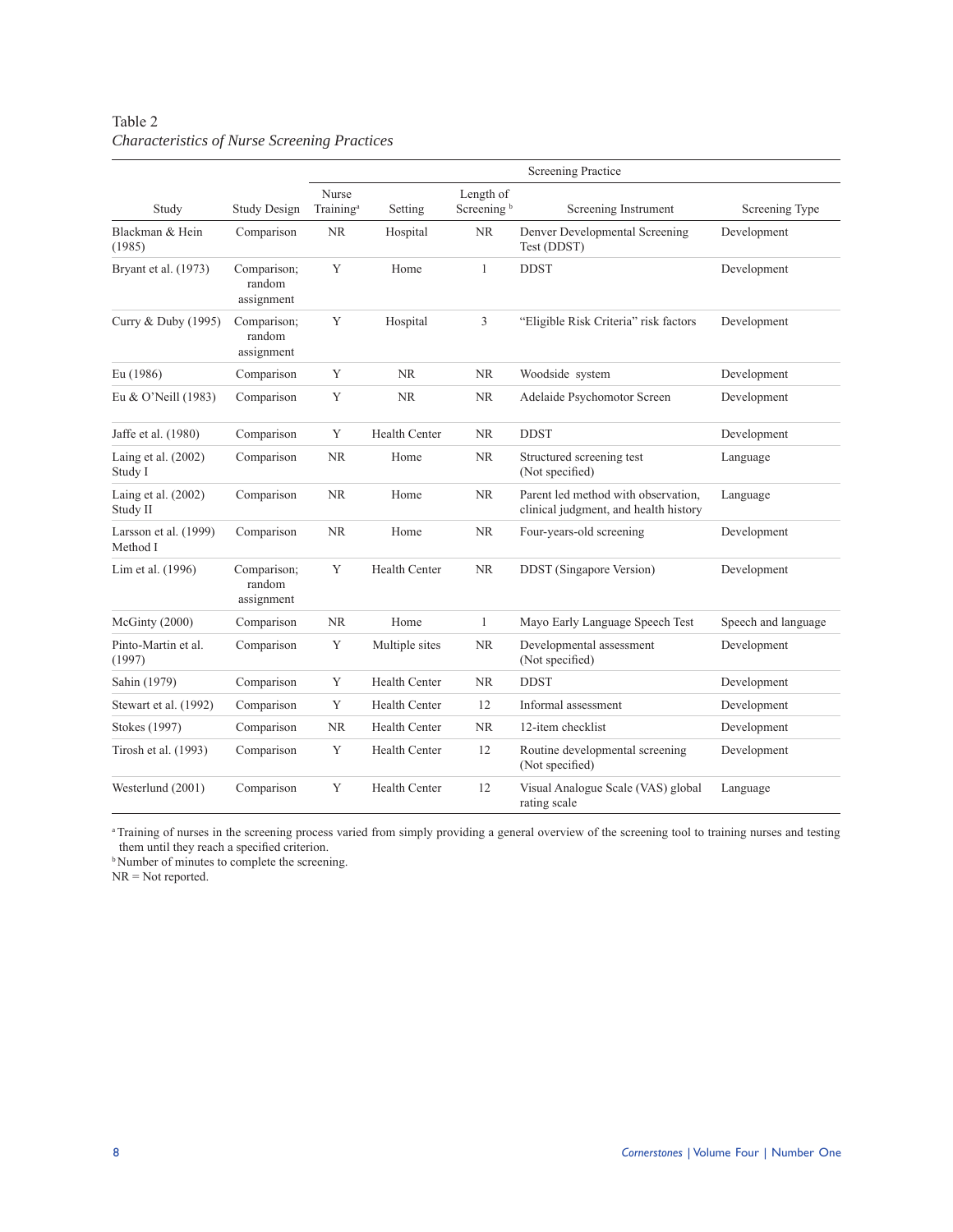Table 2

*Characteristics of Nurse Screening Practices*

| Study | Study Design | Screening Practice | | | | |
|---|---|---|---|---|---|---|
| | | Nurse Training[a] | Setting | Length of Screening[b] | Screening Instrument | Screening Type |
| Blackman & Hein (1985) | Comparison | NR | Hospital | NR | Denver Developmental Screening Test (DDST) | Development |
| Bryant et al. (1973) | Comparison; random assignment | Y | Home | 1 | DDST | Development |
| Curry & Duby (1995) | Comparison; random assignment | Y | Hospital | 3 | "Eligible Risk Criteria" risk factors | Development |
| Eu (1986) | Comparison | Y | NR | NR | Woodside system | Development |
| Eu & O'Neill (1983) | Comparison | Y | NR | NR | Adelaide Psychomotor Screen | Development |
| Jaffe et al. (1980) | Comparison | Y | Health Center | NR | DDST | Development |
| Laing et al. (2002) Study I | Comparison | NR | Home | NR | Structured screening test (Not specified) | Language |
| Laing et al. (2002) Study II | Comparison | NR | Home | NR | Parent led method with observation, clinical judgment, and health history | Language |
| Larsson et al. (1999) Method I | Comparison | NR | Home | NR | Four-years-old screening | Development |
| Lim et al. (1996) | Comparison; random assignment | Y | Health Center | NR | DDST (Singapore Version) | Development |
| McGinty (2000) | Comparison | NR | Home | 1 | Mayo Early Language Speech Test | Speech and language |
| Pinto-Martin et al. (1997) | Comparison | Y | Multiple sites | NR | Developmental assessment (Not specified) | Development |
| Sahin (1979) | Comparison | Y | Health Center | NR | DDST | Development |
| Stewart et al. (1992) | Comparison | Y | Health Center | 12 | Informal assessment | Development |
| Stokes (1997) | Comparison | NR | Health Center | NR | 12-item checklist | Development |
| Tirosh et al. (1993) | Comparison | Y | Health Center | 12 | Routine developmental screening (Not specified) | Development |
| Westerlund (2001) | Comparison | Y | Health Center | 12 | Visual Analogue Scale (VAS) global rating scale | Language |

[a] Training of nurses in the screening process varied from simply providing a general overview of the screening tool to training nurses and testing them until they reach a specified criterion.

[b] Number of minutes to complete the screening.

NR = Not reported.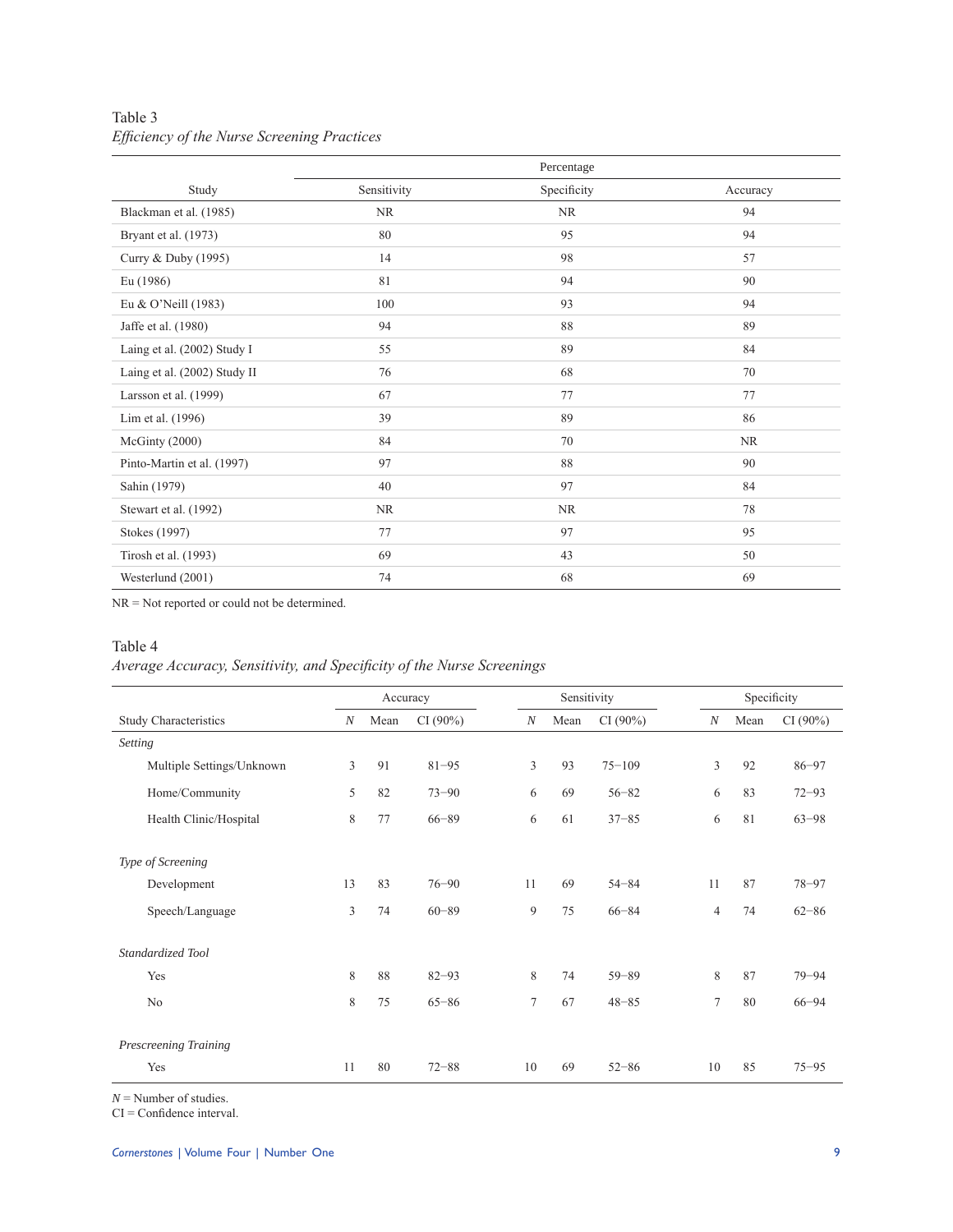Table 3
*Efficiency of the Nurse Screening Practices*

| | Percentage | | |
|---|---|---|---|
| Study | Sensitivity | Specificity | Accuracy |
| Blackman et al. (1985) | NR | NR | 94 |
| Bryant et al. (1973) | 80 | 95 | 94 |
| Curry & Duby (1995) | 14 | 98 | 57 |
| Eu (1986) | 81 | 94 | 90 |
| Eu & O'Neill (1983) | 100 | 93 | 94 |
| Jaffe et al. (1980) | 94 | 88 | 89 |
| Laing et al. (2002) Study I | 55 | 89 | 84 |
| Laing et al. (2002) Study II | 76 | 68 | 70 |
| Larsson et al. (1999) | 67 | 77 | 77 |
| Lim et al. (1996) | 39 | 89 | 86 |
| McGinty (2000) | 84 | 70 | NR |
| Pinto-Martin et al. (1997) | 97 | 88 | 90 |
| Sahin (1979) | 40 | 97 | 84 |
| Stewart et al. (1992) | NR | NR | 78 |
| Stokes (1997) | 77 | 97 | 95 |
| Tirosh et al. (1993) | 69 | 43 | 50 |
| Westerlund (2001) | 74 | 68 | 69 |

NR = Not reported or could not be determined.

Table 4
*Average Accuracy, Sensitivity, and Specificity of the Nurse Screenings*

| | Accuracy | | | Sensitivity | | | Specificity | | |
|---|---|---|---|---|---|---|---|---|---|
| Study Characteristics | *N* | Mean | CI (90%) | *N* | Mean | CI (90%) | *N* | Mean | CI (90%) |
| *Setting* | | | | | | | | | |
| Multiple Settings/Unknown | 3 | 91 | 81–95 | 3 | 93 | 75–109 | 3 | 92 | 86–97 |
| Home/Community | 5 | 82 | 73–90 | 6 | 69 | 56–82 | 6 | 83 | 72–93 |
| Health Clinic/Hospital | 8 | 77 | 66–89 | 6 | 61 | 37–85 | 6 | 81 | 63–98 |
| *Type of Screening* | | | | | | | | | |
| Development | 13 | 83 | 76–90 | 11 | 69 | 54–84 | 11 | 87 | 78–97 |
| Speech/Language | 3 | 74 | 60–89 | 9 | 75 | 66–84 | 4 | 74 | 62–86 |
| *Standardized Tool* | | | | | | | | | |
| Yes | 8 | 88 | 82–93 | 8 | 74 | 59–89 | 8 | 87 | 79–94 |
| No | 8 | 75 | 65–86 | 7 | 67 | 48–85 | 7 | 80 | 66–94 |
| *Prescreening Training* | | | | | | | | | |
| Yes | 11 | 80 | 72–88 | 10 | 69 | 52–86 | 10 | 85 | 75–95 |

*N* = Number of studies.
CI = Confidence interval.